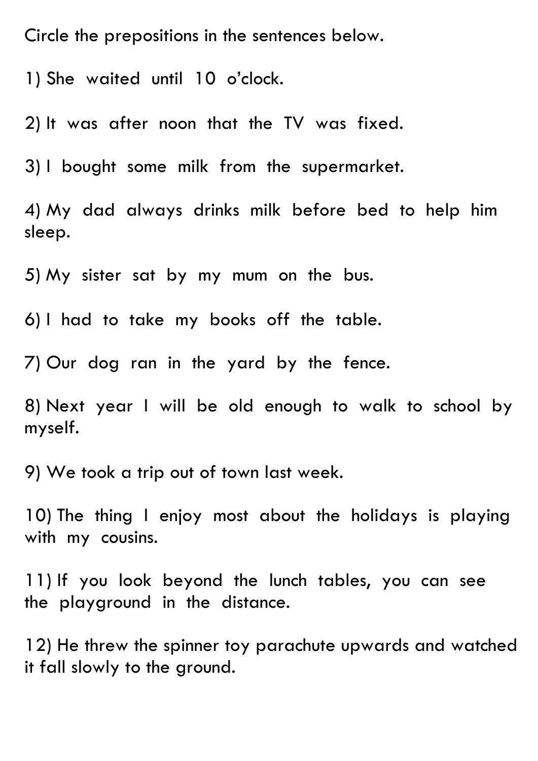Circle the prepositions in the sentences below.

1) She waited until 10 o'clock.

2) It was after noon that the TV was fixed.

3) I bought some milk from the supermarket.

4) My dad always drinks milk before bed to help him sleep.

5) My sister sat by my mum on the bus.

6) I had to take my books off the table.

7) Our dog ran in the yard by the fence.

8) Next year I will be old enough to walk to school by myself.

9) We took a trip out of town last week.

10) The thing I enjoy most about the holidays is playing with my cousins.

11) If you look beyond the lunch tables, you can see the playground in the distance.

12) He threw the spinner toy parachute upwards and watched it fall slowly to the ground.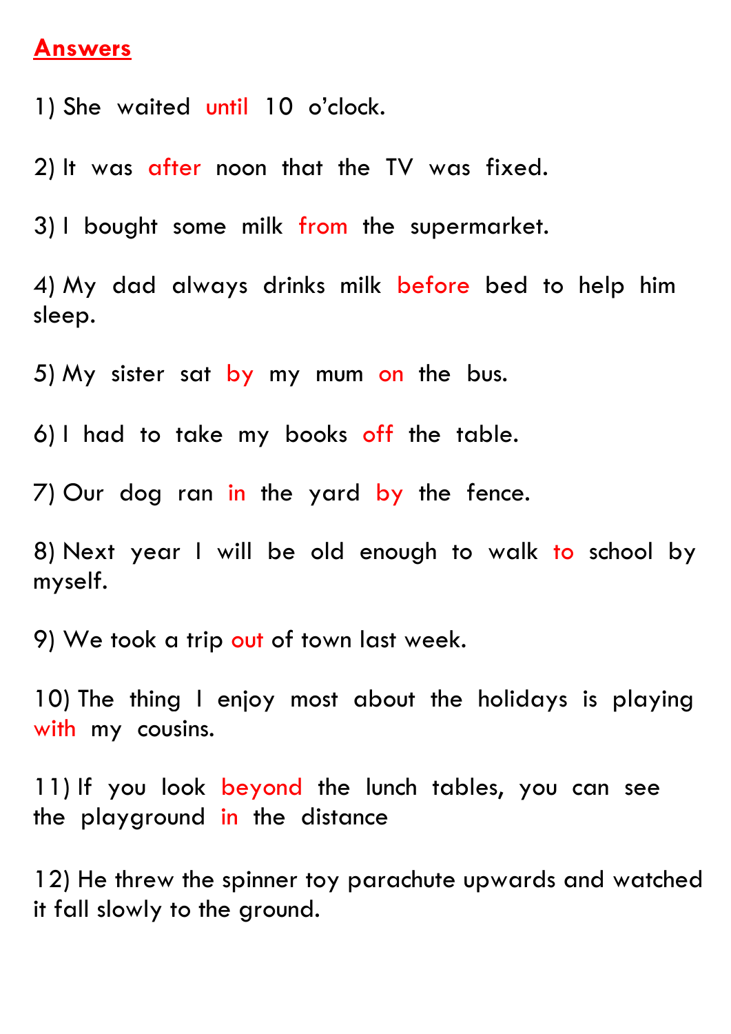**Answers**

1) She waited until 10 o'clock.

2) It was after noon that the TV was fixed.

3) I bought some milk from the supermarket.

4) My dad always drinks milk before bed to help him sleep.

5) My sister sat by my mum on the bus.

6) I had to take my books off the table.

7) Our dog ran in the yard by the fence.

8) Next year I will be old enough to walk to school by myself.

9) We took a trip out of town last week.

10) The thing I enjoy most about the holidays is playing with my cousins.

11) If you look beyond the lunch tables, you can see the playground in the distance

12) He threw the spinner toy parachute upwards and watched it fall slowly to the ground.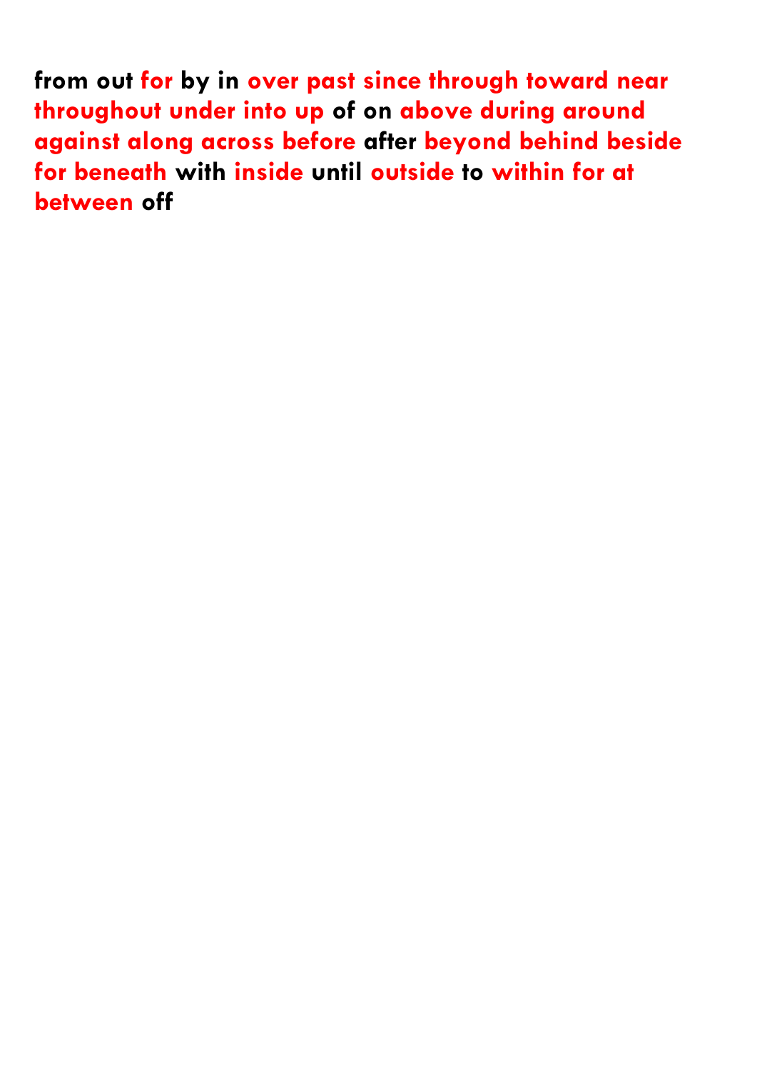**from out for by in over past since through toward near throughout under into up of on above during around against along across before after beyond behind beside for beneath with inside until outside to within for at between off**